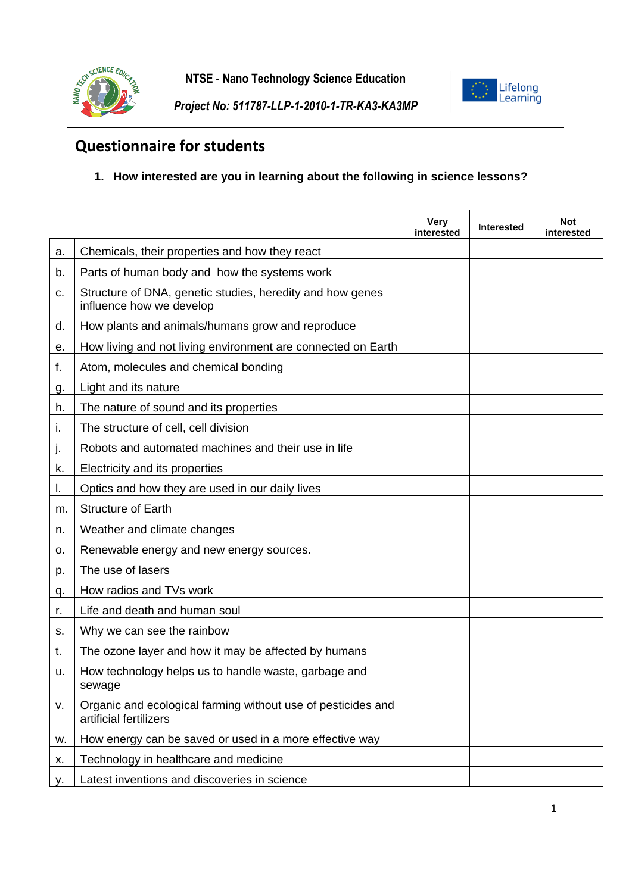NTSE - Nano Technology Science Education

*Project No: 511787-LLP-1-2010-1-TR-KA3-KA3MP*

# Questionnaire for students

1. **How interested are you in learning about the following in science lessons?**

| | | Very interested | Interested | Not interested |
|---|---|---|---|---|
| a. | Chemicals, their properties and how they react | | | |
| b. | Parts of human body and how the systems work | | | |
| c. | Structure of DNA, genetic studies, heredity and how genes influence how we develop | | | |
| d. | How plants and animals/humans grow and reproduce | | | |
| e. | How living and not living environment are connected on Earth | | | |
| f. | Atom, molecules and chemical bonding | | | |
| g. | Light and its nature | | | |
| h. | The nature of sound and its properties | | | |
| i. | The structure of cell, cell division | | | |
| j. | Robots and automated machines and their use in life | | | |
| k. | Electricity and its properties | | | |
| l. | Optics and how they are used in our daily lives | | | |
| m. | Structure of Earth | | | |
| n. | Weather and climate changes | | | |
| o. | Renewable energy and new energy sources. | | | |
| p. | The use of lasers | | | |
| q. | How radios and TVs work | | | |
| r. | Life and death and human soul | | | |
| s. | Why we can see the rainbow | | | |
| t. | The ozone layer and how it may be affected by humans | | | |
| u. | How technology helps us to handle waste, garbage and sewage | | | |
| v. | Organic and ecological farming without use of pesticides and artificial fertilizers | | | |
| w. | How energy can be saved or used in a more effective way | | | |
| x. | Technology in healthcare and medicine | | | |
| y. | Latest inventions and discoveries in science | | | |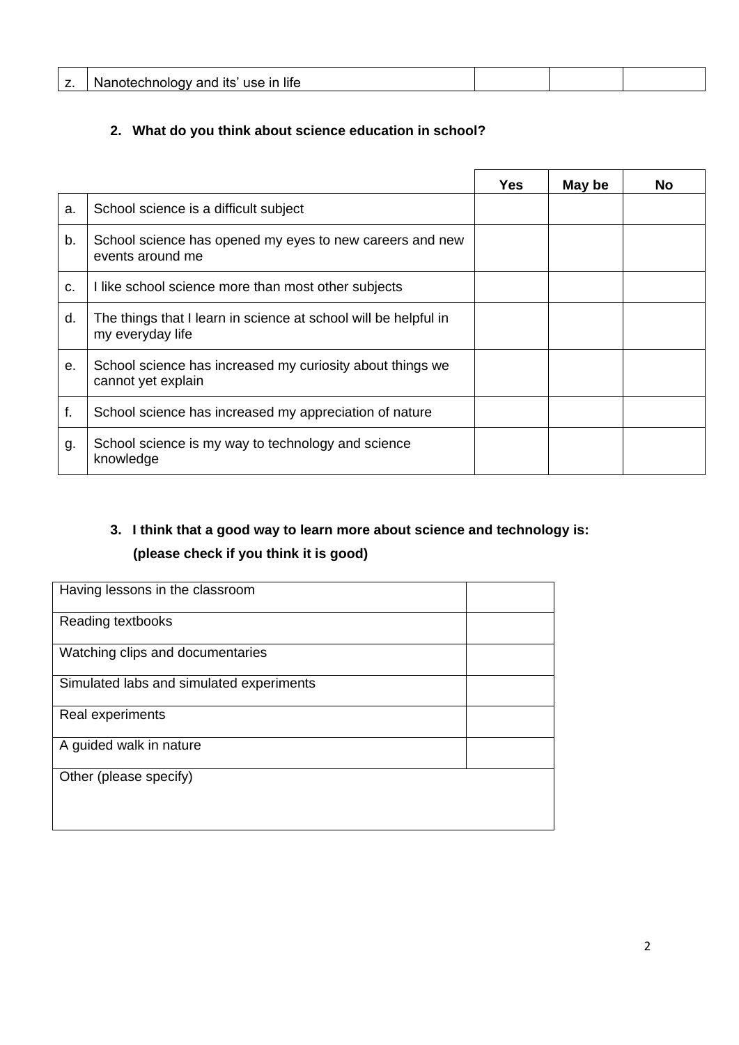| | | | | |
|---|---|---|---|---|
| z. | Nanotechnology and its' use in life | | | |

**2. What do you think about science education in school?**

| | | Yes | May be | No |
|---|---|---|---|---|
| a. | School science is a difficult subject | | | |
| b. | School science has opened my eyes to new careers and new events around me | | | |
| c. | I like school science more than most other subjects | | | |
| d. | The things that I learn in science at school will be helpful in my everyday life | | | |
| e. | School science has increased my curiosity about things we cannot yet explain | | | |
| f. | School science has increased my appreciation of nature | | | |
| g. | School science is my way to technology and science knowledge | | | |

**3. I think that a good way to learn more about science and technology is:**
**(please check if you think it is good)**

| | |
|---|---|
| Having lessons in the classroom | |
| Reading textbooks | |
| Watching clips and documentaries | |
| Simulated labs and simulated experiments | |
| Real experiments | |
| A guided walk in nature | |
| Other (please specify) | |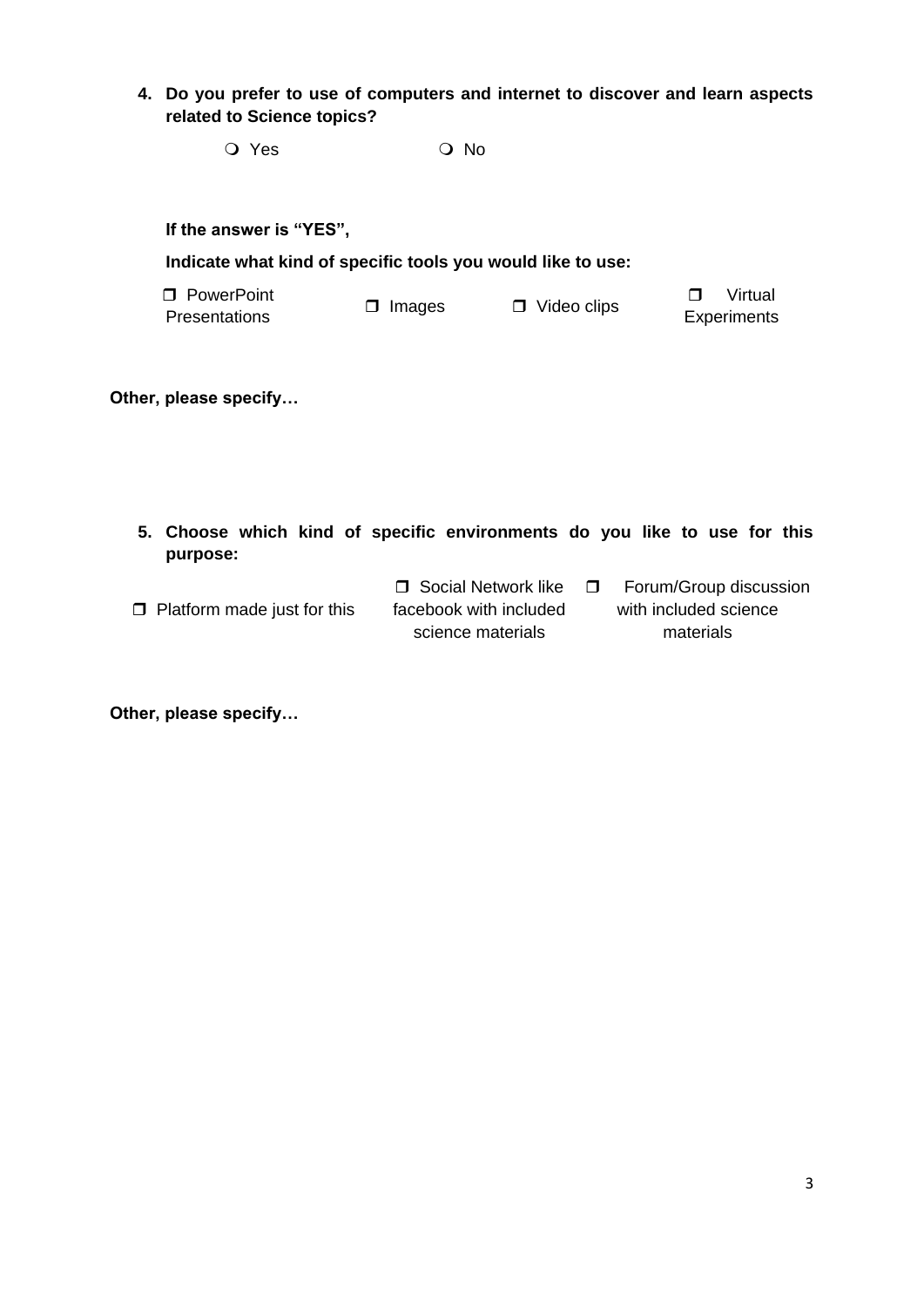4. **Do you prefer to use of computers and internet to discover and learn aspects related to Science topics?**

❍ Yes ❍ No

**If the answer is "YES",**

**Indicate what kind of specific tools you would like to use:**

❒ PowerPoint Presentations ❒ Images ❒ Video clips ❒ Virtual Experiments

**Other, please specify…**

5. **Choose which kind of specific environments do you like to use for this purpose:**

❒ Platform made just for this ❒ Social Network like facebook with included science materials ❒ Forum/Group discussion with included science materials

**Other, please specify…**